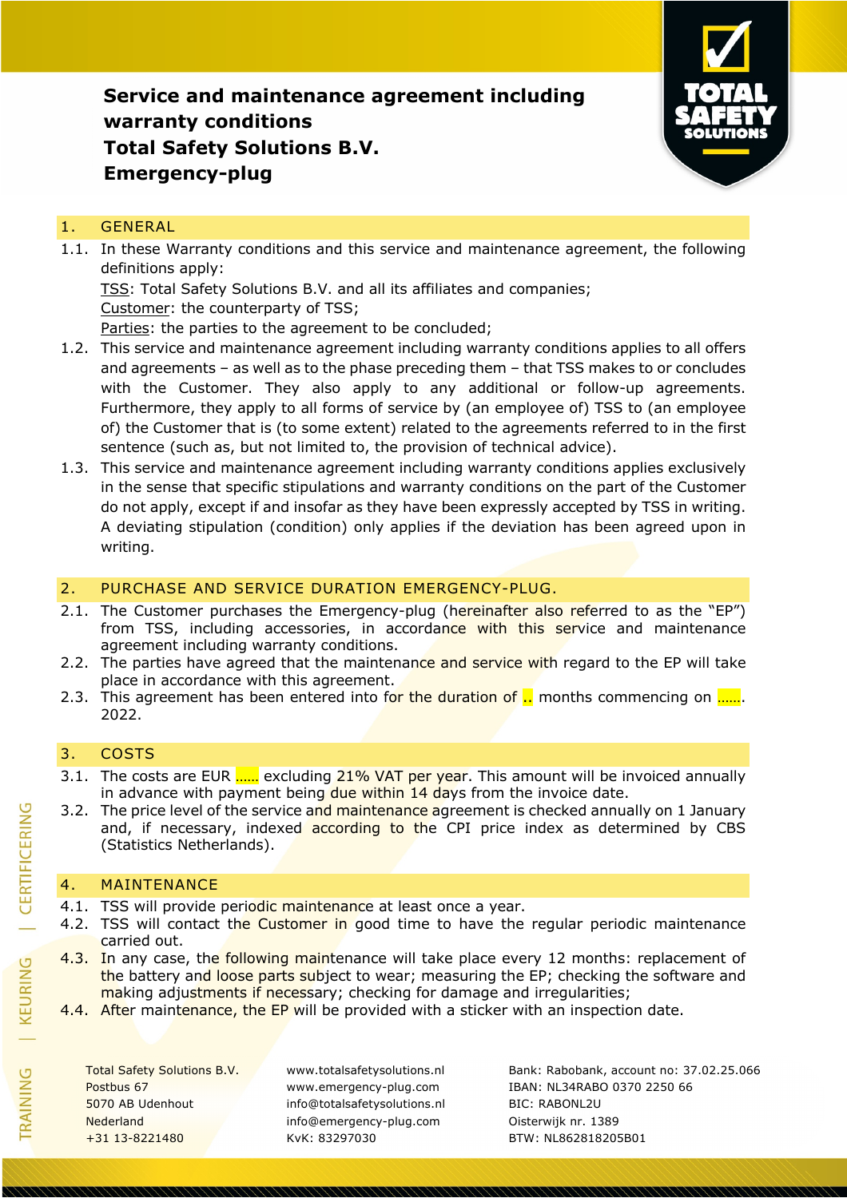# Service and maintenance agreement including warranty conditions
# Total Safety Solutions B.V.
# Emergency-plug

## 1. GENERAL

1.1. In these Warranty conditions and this service and maintenance agreement, the following definitions apply:
TSS: Total Safety Solutions B.V. and all its affiliates and companies;
Customer: the counterparty of TSS;
Parties: the parties to the agreement to be concluded;

1.2. This service and maintenance agreement including warranty conditions applies to all offers and agreements – as well as to the phase preceding them – that TSS makes to or concludes with the Customer. They also apply to any additional or follow-up agreements. Furthermore, they apply to all forms of service by (an employee of) TSS to (an employee of) the Customer that is (to some extent) related to the agreements referred to in the first sentence (such as, but not limited to, the provision of technical advice).

1.3. This service and maintenance agreement including warranty conditions applies exclusively in the sense that specific stipulations and warranty conditions on the part of the Customer do not apply, except if and insofar as they have been expressly accepted by TSS in writing. A deviating stipulation (condition) only applies if the deviation has been agreed upon in writing.

## 2. PURCHASE AND SERVICE DURATION EMERGENCY-PLUG.

2.1. The Customer purchases the Emergency-plug (hereinafter also referred to as the "EP") from TSS, including accessories, in accordance with this service and maintenance agreement including warranty conditions.

2.2. The parties have agreed that the maintenance and service with regard to the EP will take place in accordance with this agreement.

2.3. This agreement has been entered into for the duration of .. months commencing on ……. 2022.

## 3. COSTS

3.1. The costs are EUR …… excluding 21% VAT per year. This amount will be invoiced annually in advance with payment being due within 14 days from the invoice date.

3.2. The price level of the service and maintenance agreement is checked annually on 1 January and, if necessary, indexed according to the CPI price index as determined by CBS (Statistics Netherlands).

## 4. MAINTENANCE

4.1. TSS will provide periodic maintenance at least once a year.

4.2. TSS will contact the Customer in good time to have the regular periodic maintenance carried out.

4.3. In any case, the following maintenance will take place every 12 months: replacement of the battery and loose parts subject to wear; measuring the EP; checking the software and making adjustments if necessary; checking for damage and irregularities;

4.4. After maintenance, the EP will be provided with a sticker with an inspection date.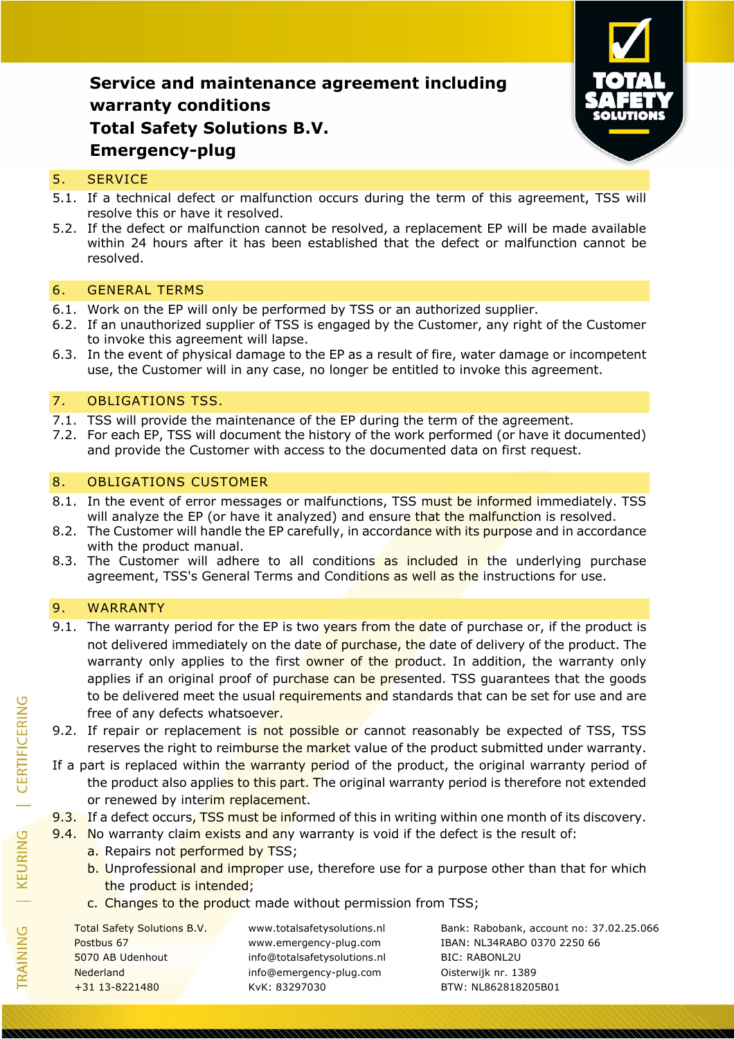# Service and maintenance agreement including warranty conditions
# Total Safety Solutions B.V.
# Emergency-plug

## 5. SERVICE

5.1. If a technical defect or malfunction occurs during the term of this agreement, TSS will resolve this or have it resolved.

5.2. If the defect or malfunction cannot be resolved, a replacement EP will be made available within 24 hours after it has been established that the defect or malfunction cannot be resolved.

## 6. GENERAL TERMS

6.1. Work on the EP will only be performed by TSS or an authorized supplier.

6.2. If an unauthorized supplier of TSS is engaged by the Customer, any right of the Customer to invoke this agreement will lapse.

6.3. In the event of physical damage to the EP as a result of fire, water damage or incompetent use, the Customer will in any case, no longer be entitled to invoke this agreement.

## 7. OBLIGATIONS TSS.

7.1. TSS will provide the maintenance of the EP during the term of the agreement.

7.2. For each EP, TSS will document the history of the work performed (or have it documented) and provide the Customer with access to the documented data on first request.

## 8. OBLIGATIONS CUSTOMER

8.1. In the event of error messages or malfunctions, TSS must be informed immediately. TSS will analyze the EP (or have it analyzed) and ensure that the malfunction is resolved.

8.2. The Customer will handle the EP carefully, in accordance with its purpose and in accordance with the product manual.

8.3. The Customer will adhere to all conditions as included in the underlying purchase agreement, TSS's General Terms and Conditions as well as the instructions for use.

## 9. WARRANTY

9.1. The warranty period for the EP is two years from the date of purchase or, if the product is not delivered immediately on the date of purchase, the date of delivery of the product. The warranty only applies to the first owner of the product. In addition, the warranty only applies if an original proof of purchase can be presented. TSS guarantees that the goods to be delivered meet the usual requirements and standards that can be set for use and are free of any defects whatsoever.

9.2. If repair or replacement is not possible or cannot reasonably be expected of TSS, TSS reserves the right to reimburse the market value of the product submitted under warranty.

If a part is replaced within the warranty period of the product, the original warranty period of the product also applies to this part. The original warranty period is therefore not extended or renewed by interim replacement.

9.3. If a defect occurs, TSS must be informed of this in writing within one month of its discovery.

9.4. No warranty claim exists and any warranty is void if the defect is the result of:

a. Repairs not performed by TSS;

b. Unprofessional and improper use, therefore use for a purpose other than that for which the product is intended;

c. Changes to the product made without permission from TSS;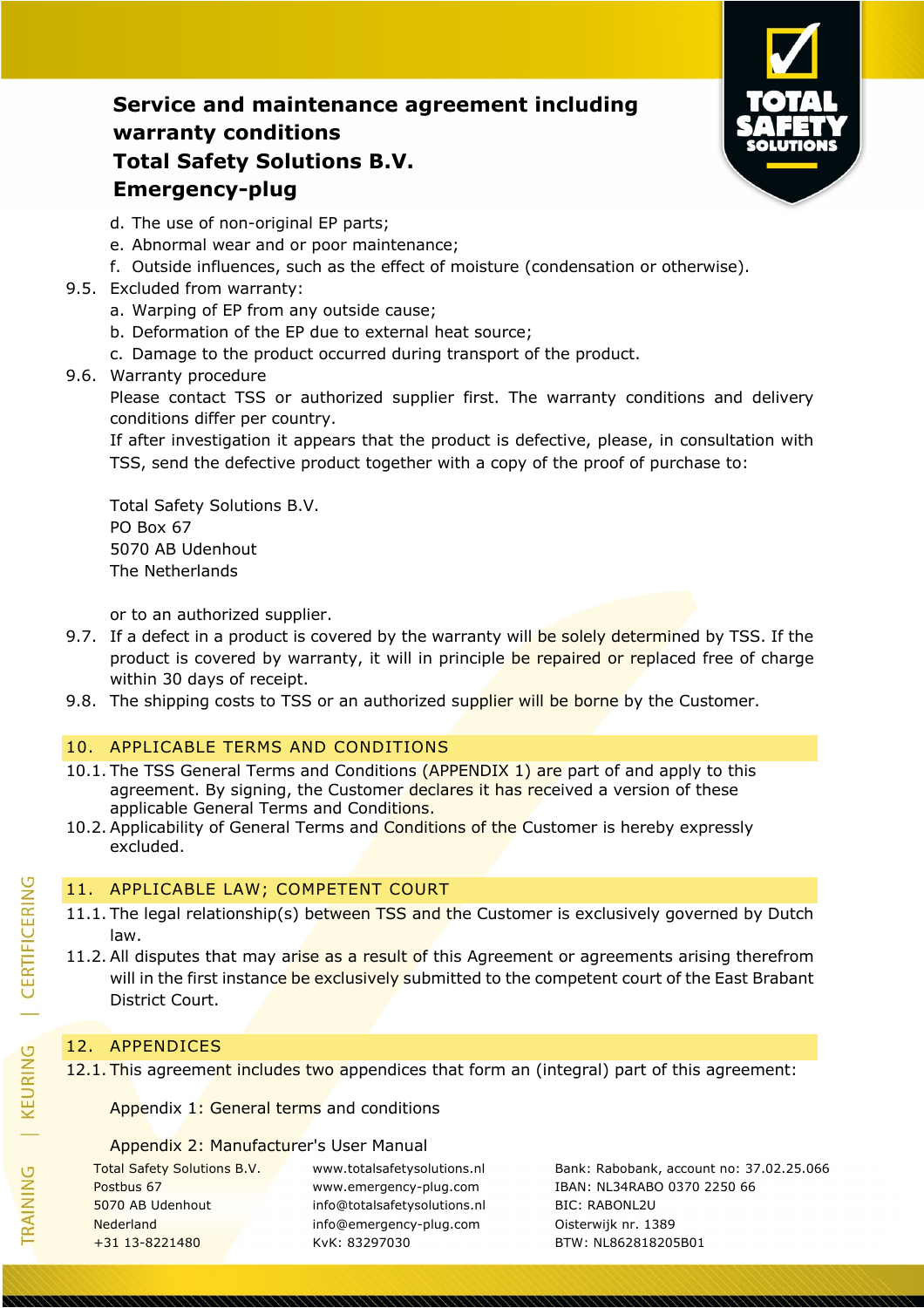d. The use of non-original EP parts;
e. Abnormal wear and or poor maintenance;
f. Outside influences, such as the effect of moisture (condensation or otherwise).

9.5. Excluded from warranty:
a. Warping of EP from any outside cause;
b. Deformation of the EP due to external heat source;
c. Damage to the product occurred during transport of the product.

9.6. Warranty procedure
Please contact TSS or authorized supplier first. The warranty conditions and delivery conditions differ per country.
If after investigation it appears that the product is defective, please, in consultation with TSS, send the defective product together with a copy of the proof of purchase to:

Total Safety Solutions B.V.
PO Box 67
5070 AB Udenhout
The Netherlands

or to an authorized supplier.

9.7. If a defect in a product is covered by the warranty will be solely determined by TSS. If the product is covered by warranty, it will in principle be repaired or replaced free of charge within 30 days of receipt.

9.8. The shipping costs to TSS or an authorized supplier will be borne by the Customer.

## 10. APPLICABLE TERMS AND CONDITIONS

10.1. The TSS General Terms and Conditions (APPENDIX 1) are part of and apply to this agreement. By signing, the Customer declares it has received a version of these applicable General Terms and Conditions.

10.2. Applicability of General Terms and Conditions of the Customer is hereby expressly excluded.

## 11. APPLICABLE LAW; COMPETENT COURT

11.1. The legal relationship(s) between TSS and the Customer is exclusively governed by Dutch law.

11.2. All disputes that may arise as a result of this Agreement or agreements arising therefrom will in the first instance be exclusively submitted to the competent court of the East Brabant District Court.

## 12. APPENDICES

12.1. This agreement includes two appendices that form an (integral) part of this agreement:

Appendix 1: General terms and conditions

Appendix 2: Manufacturer's User Manual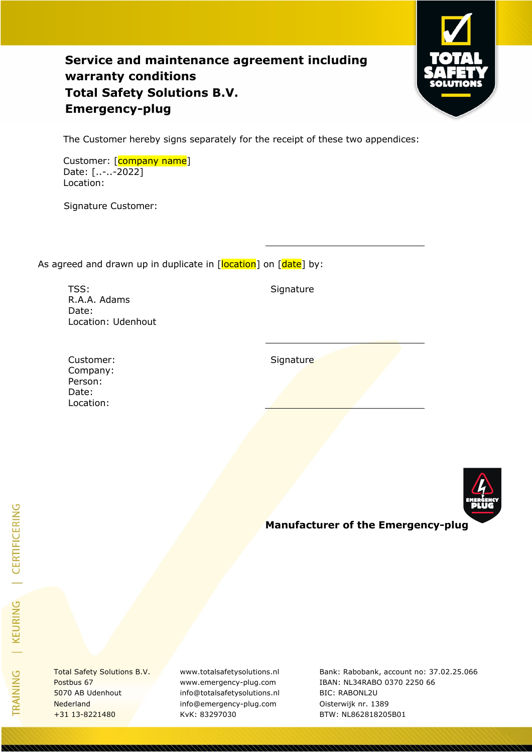# Service and maintenance agreement including warranty conditions Total Safety Solutions B.V. Emergency-plug

The Customer hereby signs separately for the receipt of these two appendices:

Customer: [company name]
Date: [..-..-2022]
Location:

Signature Customer:

As agreed and drawn up in duplicate in [location] on [date] by:

| | |
|---|---|
| TSS:<br>R.A.A. Adams<br>Date:<br>Location: Udenhout | Signature |
| Customer:<br>Company:<br>Person:<br>Date:<br>Location: | Signature |

**Manufacturer of the Emergency-plug**

Total Safety Solutions B.V.
Postbus 67
5070 AB Udenhout
Nederland
+31 13-8221480

www.totalsafetysolutions.nl
www.emergency-plug.com
info@totalsafetysolutions.nl
info@emergency-plug.com
KvK: 83297030

Bank: Rabobank, account no: 37.02.25.066
IBAN: NL34RABO 0370 2250 66
BIC: RABONL2U
Oisterwijk nr. 1389
BTW: NL862818205B01

TRAINING | KEURING | CERTIFICERING